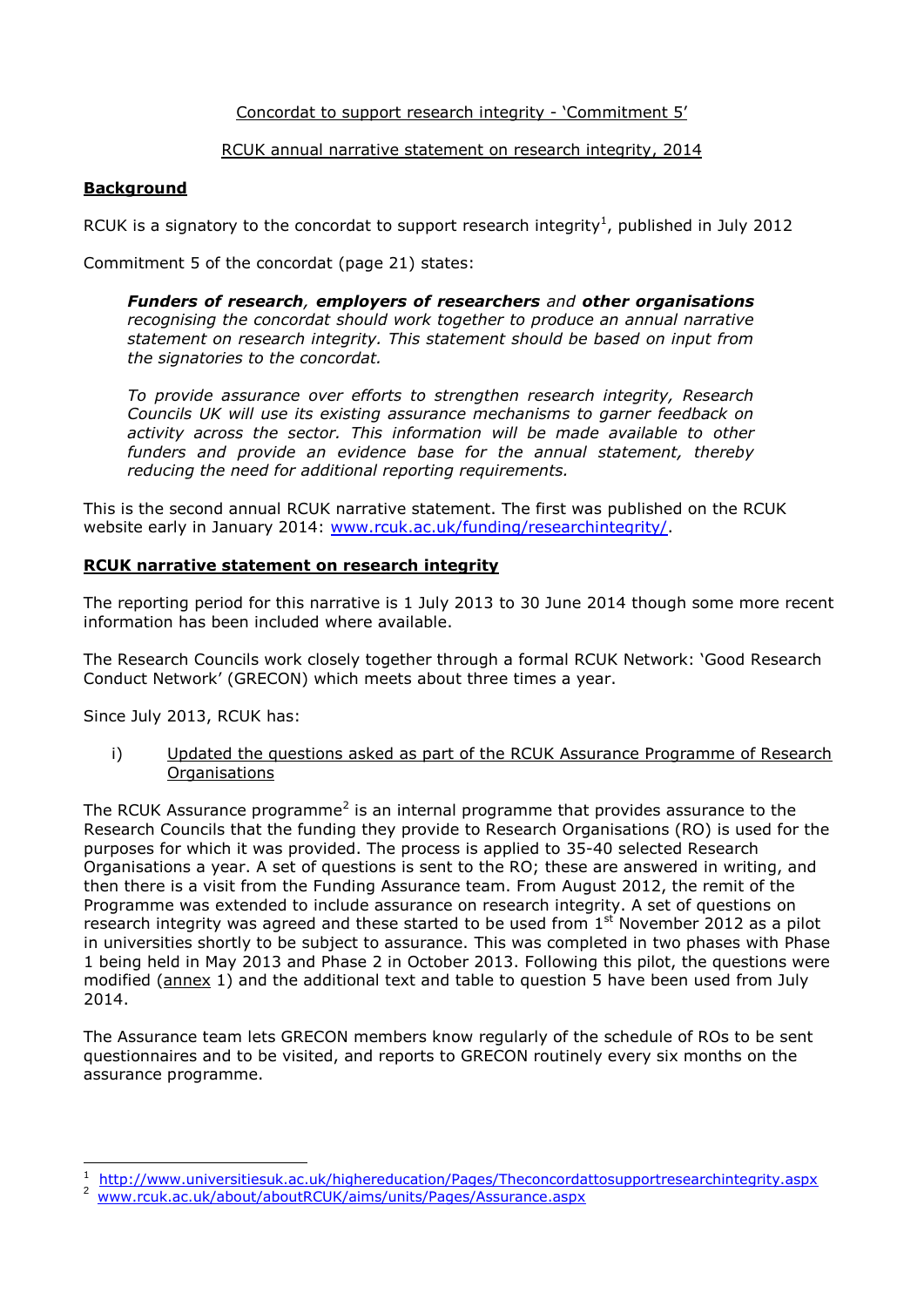Concordat to support research integrity - 'Commitment 5'

RCUK annual narrative statement on research integrity, 2014

## Background

RCUK is a signatory to the concordat to support research integrity[1], published in July 2012

Commitment 5 of the concordat (page 21) states:

> ***Funders of research**, **employers of researchers** and **other organisations** recognising the concordat should work together to produce an annual narrative statement on research integrity. This statement should be based on input from the signatories to the concordat.*
>
> *To provide assurance over efforts to strengthen research integrity, Research Councils UK will use its existing assurance mechanisms to garner feedback on activity across the sector. This information will be made available to other funders and provide an evidence base for the annual statement, thereby reducing the need for additional reporting requirements.*

This is the second annual RCUK narrative statement. The first was published on the RCUK website early in January 2014: www.rcuk.ac.uk/funding/researchintegrity/.

## RCUK narrative statement on research integrity

The reporting period for this narrative is 1 July 2013 to 30 June 2014 though some more recent information has been included where available.

The Research Councils work closely together through a formal RCUK Network: 'Good Research Conduct Network' (GRECON) which meets about three times a year.

Since July 2013, RCUK has:

i) Updated the questions asked as part of the RCUK Assurance Programme of Research Organisations

The RCUK Assurance programme[2] is an internal programme that provides assurance to the Research Councils that the funding they provide to Research Organisations (RO) is used for the purposes for which it was provided. The process is applied to 35-40 selected Research Organisations a year. A set of questions is sent to the RO; these are answered in writing, and then there is a visit from the Funding Assurance team. From August 2012, the remit of the Programme was extended to include assurance on research integrity. A set of questions on research integrity was agreed and these started to be used from 1st November 2012 as a pilot in universities shortly to be subject to assurance. This was completed in two phases with Phase 1 being held in May 2013 and Phase 2 in October 2013. Following this pilot, the questions were modified (annex 1) and the additional text and table to question 5 have been used from July 2014.

The Assurance team lets GRECON members know regularly of the schedule of ROs to be sent questionnaires and to be visited, and reports to GRECON routinely every six months on the assurance programme.

---

1 http://www.universitiesuk.ac.uk/highereducation/Pages/Theconcordattosupportresearchintegrity.aspx

2 www.rcuk.ac.uk/about/aboutRCUK/aims/units/Pages/Assurance.aspx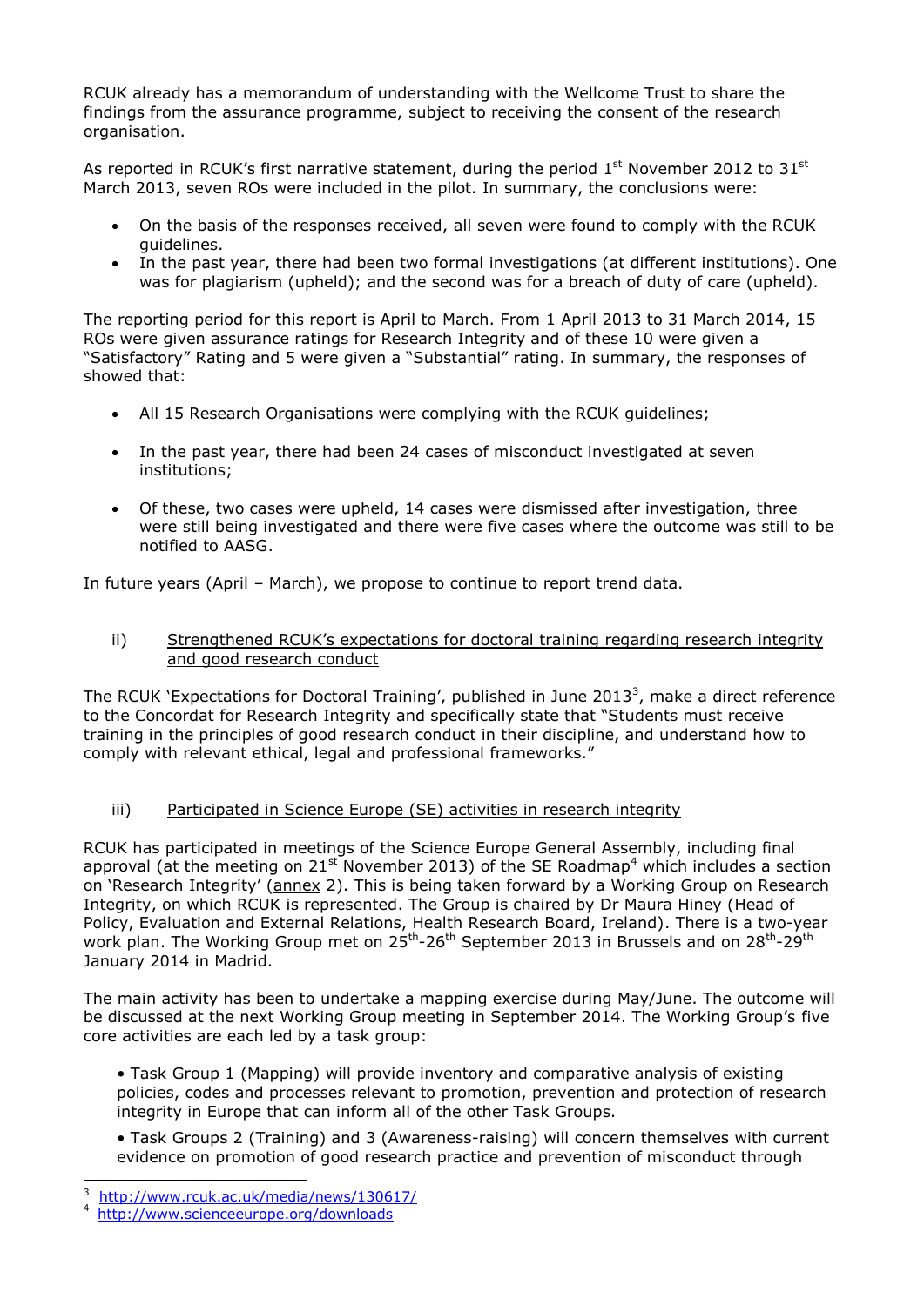RCUK already has a memorandum of understanding with the Wellcome Trust to share the findings from the assurance programme, subject to receiving the consent of the research organisation.

As reported in RCUK's first narrative statement, during the period 1st November 2012 to 31st March 2013, seven ROs were included in the pilot. In summary, the conclusions were:

- On the basis of the responses received, all seven were found to comply with the RCUK guidelines.
- In the past year, there had been two formal investigations (at different institutions). One was for plagiarism (upheld); and the second was for a breach of duty of care (upheld).

The reporting period for this report is April to March. From 1 April 2013 to 31 March 2014, 15 ROs were given assurance ratings for Research Integrity and of these 10 were given a "Satisfactory" Rating and 5 were given a "Substantial" rating. In summary, the responses of showed that:

- All 15 Research Organisations were complying with the RCUK guidelines;
- In the past year, there had been 24 cases of misconduct investigated at seven institutions;
- Of these, two cases were upheld, 14 cases were dismissed after investigation, three were still being investigated and there were five cases where the outcome was still to be notified to AASG.

In future years (April – March), we propose to continue to report trend data.

ii) Strengthened RCUK's expectations for doctoral training regarding research integrity and good research conduct

The RCUK 'Expectations for Doctoral Training', published in June 2013[3], make a direct reference to the Concordat for Research Integrity and specifically state that "Students must receive training in the principles of good research conduct in their discipline, and understand how to comply with relevant ethical, legal and professional frameworks."

iii) Participated in Science Europe (SE) activities in research integrity

RCUK has participated in meetings of the Science Europe General Assembly, including final approval (at the meeting on 21st November 2013) of the SE Roadmap[4] which includes a section on 'Research Integrity' (annex 2). This is being taken forward by a Working Group on Research Integrity, on which RCUK is represented. The Group is chaired by Dr Maura Hiney (Head of Policy, Evaluation and External Relations, Health Research Board, Ireland). There is a two-year work plan. The Working Group met on 25th-26th September 2013 in Brussels and on 28th-29th January 2014 in Madrid.

The main activity has been to undertake a mapping exercise during May/June. The outcome will be discussed at the next Working Group meeting in September 2014. The Working Group's five core activities are each led by a task group:

- Task Group 1 (Mapping) will provide inventory and comparative analysis of existing policies, codes and processes relevant to promotion, prevention and protection of research integrity in Europe that can inform all of the other Task Groups.
- Task Groups 2 (Training) and 3 (Awareness-raising) will concern themselves with current evidence on promotion of good research practice and prevention of misconduct through

[3] http://www.rcuk.ac.uk/media/news/130617/

[4] http://www.scienceeurope.org/downloads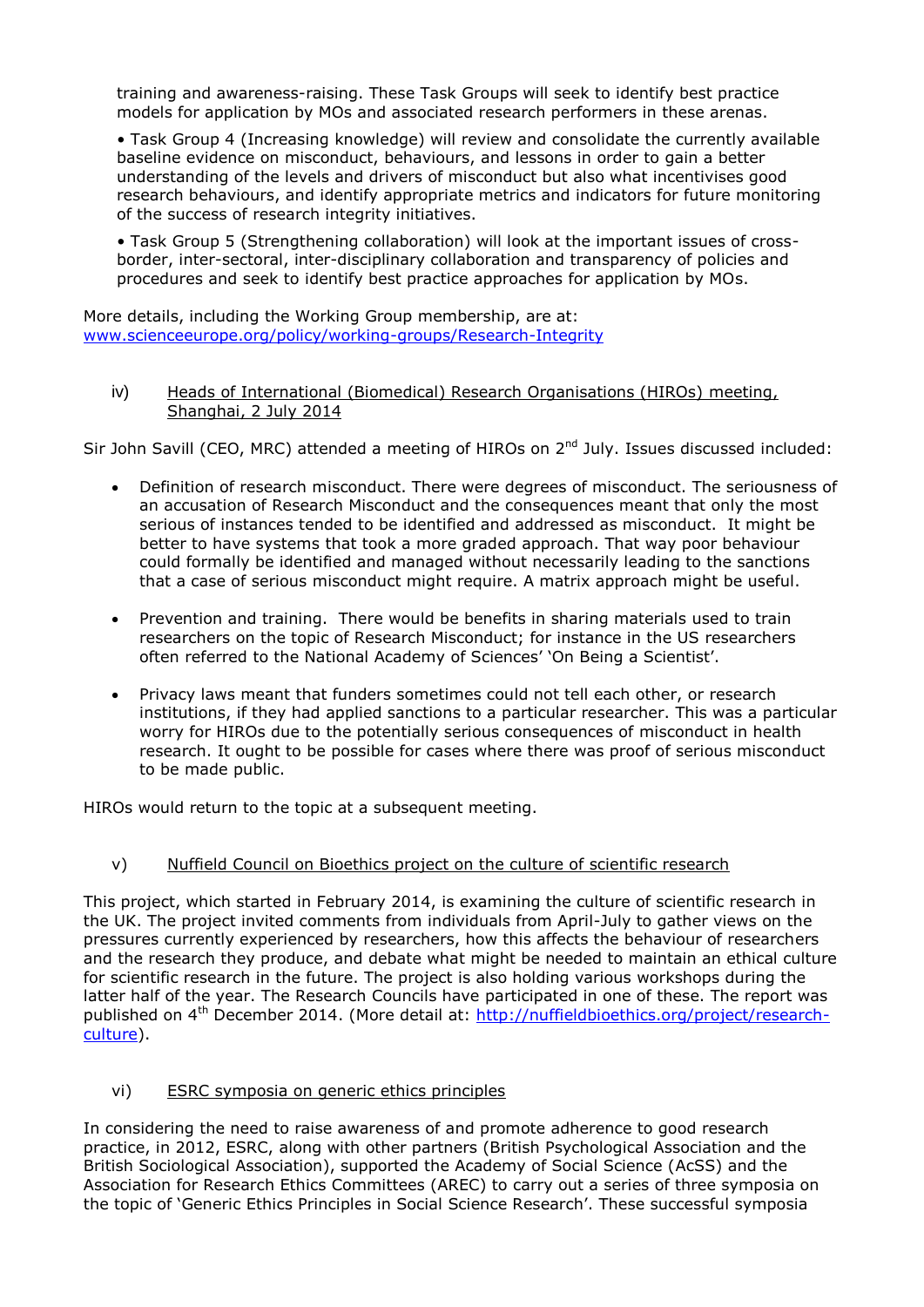training and awareness-raising. These Task Groups will seek to identify best practice models for application by MOs and associated research performers in these arenas.

• Task Group 4 (Increasing knowledge) will review and consolidate the currently available baseline evidence on misconduct, behaviours, and lessons in order to gain a better understanding of the levels and drivers of misconduct but also what incentivises good research behaviours, and identify appropriate metrics and indicators for future monitoring of the success of research integrity initiatives.

• Task Group 5 (Strengthening collaboration) will look at the important issues of cross-border, inter-sectoral, inter-disciplinary collaboration and transparency of policies and procedures and seek to identify best practice approaches for application by MOs.

More details, including the Working Group membership, are at: [www.scienceeurope.org/policy/working-groups/Research-Integrity](www.scienceeurope.org/policy/working-groups/Research-Integrity)

iv) Heads of International (Biomedical) Research Organisations (HIROs) meeting, Shanghai, 2 July 2014

Sir John Savill (CEO, MRC) attended a meeting of HIROs on 2nd July. Issues discussed included:

- Definition of research misconduct. There were degrees of misconduct. The seriousness of an accusation of Research Misconduct and the consequences meant that only the most serious of instances tended to be identified and addressed as misconduct. It might be better to have systems that took a more graded approach. That way poor behaviour could formally be identified and managed without necessarily leading to the sanctions that a case of serious misconduct might require. A matrix approach might be useful.

- Prevention and training. There would be benefits in sharing materials used to train researchers on the topic of Research Misconduct; for instance in the US researchers often referred to the National Academy of Sciences' 'On Being a Scientist'.

- Privacy laws meant that funders sometimes could not tell each other, or research institutions, if they had applied sanctions to a particular researcher. This was a particular worry for HIROs due to the potentially serious consequences of misconduct in health research. It ought to be possible for cases where there was proof of serious misconduct to be made public.

HIROs would return to the topic at a subsequent meeting.

v) Nuffield Council on Bioethics project on the culture of scientific research

This project, which started in February 2014, is examining the culture of scientific research in the UK. The project invited comments from individuals from April-July to gather views on the pressures currently experienced by researchers, how this affects the behaviour of researchers and the research they produce, and debate what might be needed to maintain an ethical culture for scientific research in the future. The project is also holding various workshops during the latter half of the year. The Research Councils have participated in one of these. The report was published on 4th December 2014. (More detail at: [http://nuffieldbioethics.org/project/research-culture](http://nuffieldbioethics.org/project/research-culture)).

vi) ESRC symposia on generic ethics principles

In considering the need to raise awareness of and promote adherence to good research practice, in 2012, ESRC, along with other partners (British Psychological Association and the British Sociological Association), supported the Academy of Social Science (AcSS) and the Association for Research Ethics Committees (AREC) to carry out a series of three symposia on the topic of 'Generic Ethics Principles in Social Science Research'. These successful symposia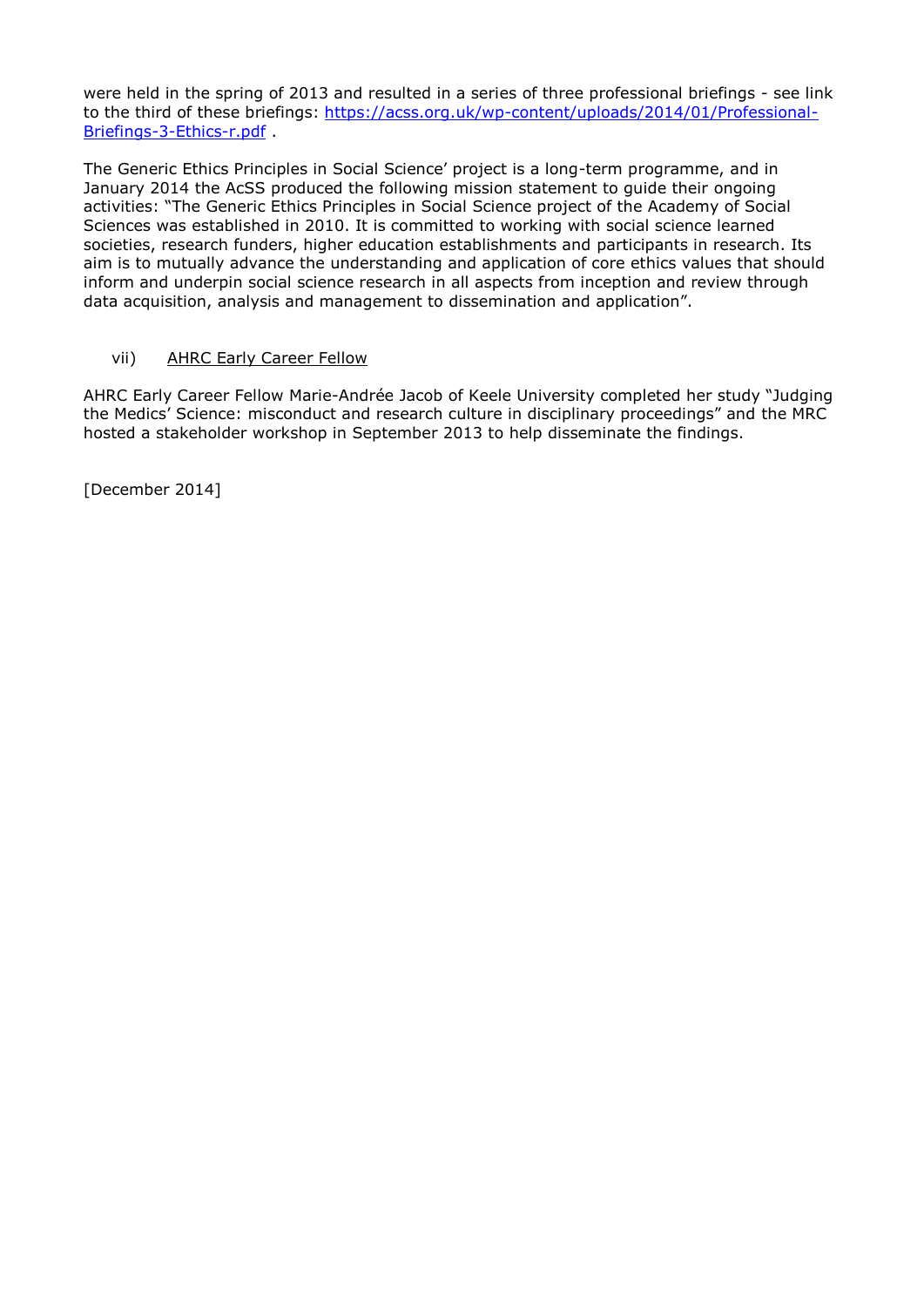were held in the spring of 2013 and resulted in a series of three professional briefings - see link to the third of these briefings: [https://acss.org.uk/wp-content/uploads/2014/01/Professional-Briefings-3-Ethics-r.pdf](https://acss.org.uk/wp-content/uploads/2014/01/Professional-Briefings-3-Ethics-r.pdf) .

The Generic Ethics Principles in Social Science' project is a long-term programme, and in January 2014 the AcSS produced the following mission statement to guide their ongoing activities: "The Generic Ethics Principles in Social Science project of the Academy of Social Sciences was established in 2010. It is committed to working with social science learned societies, research funders, higher education establishments and participants in research. Its aim is to mutually advance the understanding and application of core ethics values that should inform and underpin social science research in all aspects from inception and review through data acquisition, analysis and management to dissemination and application".

vii) <u>AHRC Early Career Fellow</u>

AHRC Early Career Fellow Marie-Andrée Jacob of Keele University completed her study "Judging the Medics' Science: misconduct and research culture in disciplinary proceedings" and the MRC hosted a stakeholder workshop in September 2013 to help disseminate the findings.

[December 2014]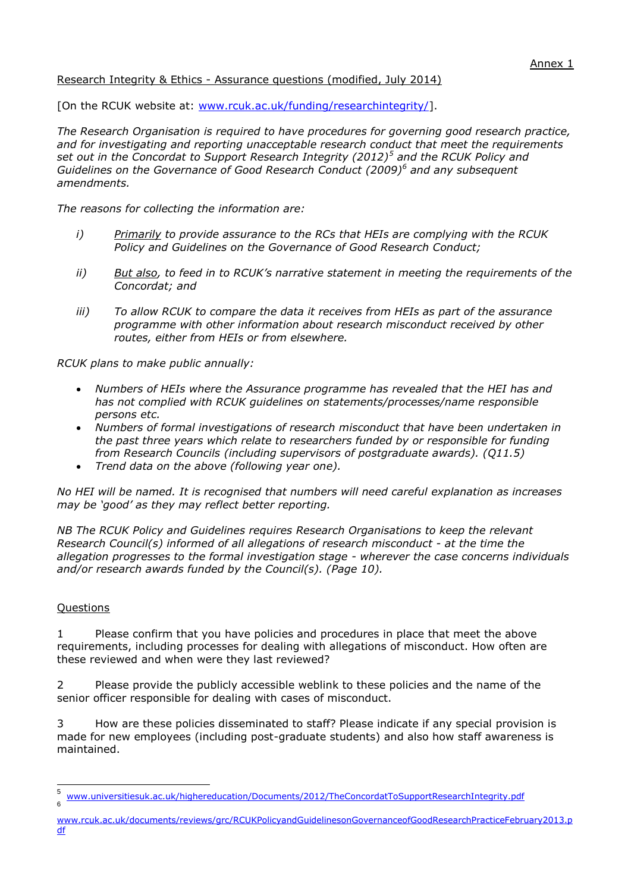Annex 1

Research Integrity & Ethics - Assurance questions (modified, July 2014)

[On the RCUK website at: www.rcuk.ac.uk/funding/researchintegrity/].

*The Research Organisation is required to have procedures for governing good research practice, and for investigating and reporting unacceptable research conduct that meet the requirements set out in the Concordat to Support Research Integrity (2012)[5] and the RCUK Policy and Guidelines on the Governance of Good Research Conduct (2009)[6] and any subsequent amendments.*

*The reasons for collecting the information are:*

i) *Primarily to provide assurance to the RCs that HEIs are complying with the RCUK Policy and Guidelines on the Governance of Good Research Conduct;*

ii) *But also, to feed in to RCUK's narrative statement in meeting the requirements of the Concordat; and*

iii) *To allow RCUK to compare the data it receives from HEIs as part of the assurance programme with other information about research misconduct received by other routes, either from HEIs or from elsewhere.*

*RCUK plans to make public annually:*

- *Numbers of HEIs where the Assurance programme has revealed that the HEI has and has not complied with RCUK guidelines on statements/processes/name responsible persons etc.*
- *Numbers of formal investigations of research misconduct that have been undertaken in the past three years which relate to researchers funded by or responsible for funding from Research Councils (including supervisors of postgraduate awards). (Q11.5)*
- *Trend data on the above (following year one).*

*No HEI will be named. It is recognised that numbers will need careful explanation as increases may be 'good' as they may reflect better reporting.*

*NB The RCUK Policy and Guidelines requires Research Organisations to keep the relevant Research Council(s) informed of all allegations of research misconduct - at the time the allegation progresses to the formal investigation stage - wherever the case concerns individuals and/or research awards funded by the Council(s). (Page 10).*

Questions

1 Please confirm that you have policies and procedures in place that meet the above requirements, including processes for dealing with allegations of misconduct. How often are these reviewed and when were they last reviewed?

2 Please provide the publicly accessible weblink to these policies and the name of the senior officer responsible for dealing with cases of misconduct.

3 How are these policies disseminated to staff? Please indicate if any special provision is made for new employees (including post-graduate students) and also how staff awareness is maintained.

---

[5] www.universitiesuk.ac.uk/highereducation/Documents/2012/TheConcordatToSupportResearchIntegrity.pdf

[6] www.rcuk.ac.uk/documents/reviews/grc/RCUKPolicyandGuidelinesonGovernanceofGoodResearchPracticeFebruary2013.pdf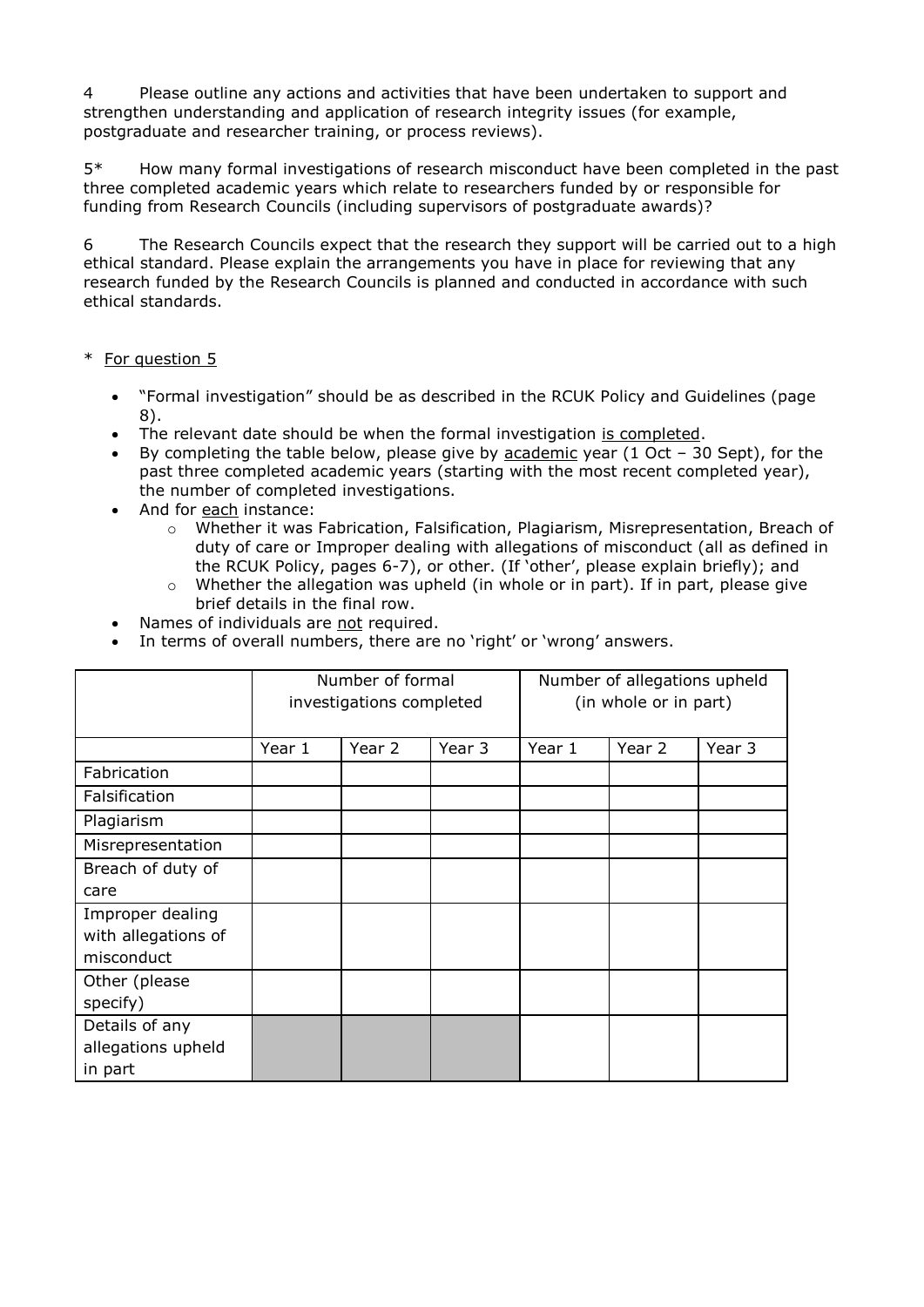4 Please outline any actions and activities that have been undertaken to support and strengthen understanding and application of research integrity issues (for example, postgraduate and researcher training, or process reviews).

5* How many formal investigations of research misconduct have been completed in the past three completed academic years which relate to researchers funded by or responsible for funding from Research Councils (including supervisors of postgraduate awards)?

6 The Research Councils expect that the research they support will be carried out to a high ethical standard. Please explain the arrangements you have in place for reviewing that any research funded by the Research Councils is planned and conducted in accordance with such ethical standards.

\* For question 5

- "Formal investigation" should be as described in the RCUK Policy and Guidelines (page 8).
- The relevant date should be when the formal investigation is completed.
- By completing the table below, please give by academic year (1 Oct – 30 Sept), for the past three completed academic years (starting with the most recent completed year), the number of completed investigations.
- And for each instance:
  - Whether it was Fabrication, Falsification, Plagiarism, Misrepresentation, Breach of duty of care or Improper dealing with allegations of misconduct (all as defined in the RCUK Policy, pages 6-7), or other. (If 'other', please explain briefly); and
  - Whether the allegation was upheld (in whole or in part). If in part, please give brief details in the final row.
- Names of individuals are not required.
- In terms of overall numbers, there are no 'right' or 'wrong' answers.

| | Number of formal investigations completed | | | Number of allegations upheld (in whole or in part) | | |
|---|---|---|---|---|---|---|
| | Year 1 | Year 2 | Year 3 | Year 1 | Year 2 | Year 3 |
| Fabrication | | | | | | |
| Falsification | | | | | | |
| Plagiarism | | | | | | |
| Misrepresentation | | | | | | |
| Breach of duty of care | | | | | | |
| Improper dealing with allegations of misconduct | | | | | | |
| Other (please specify) | | | | | | |
| Details of any allegations upheld in part | | | | | | |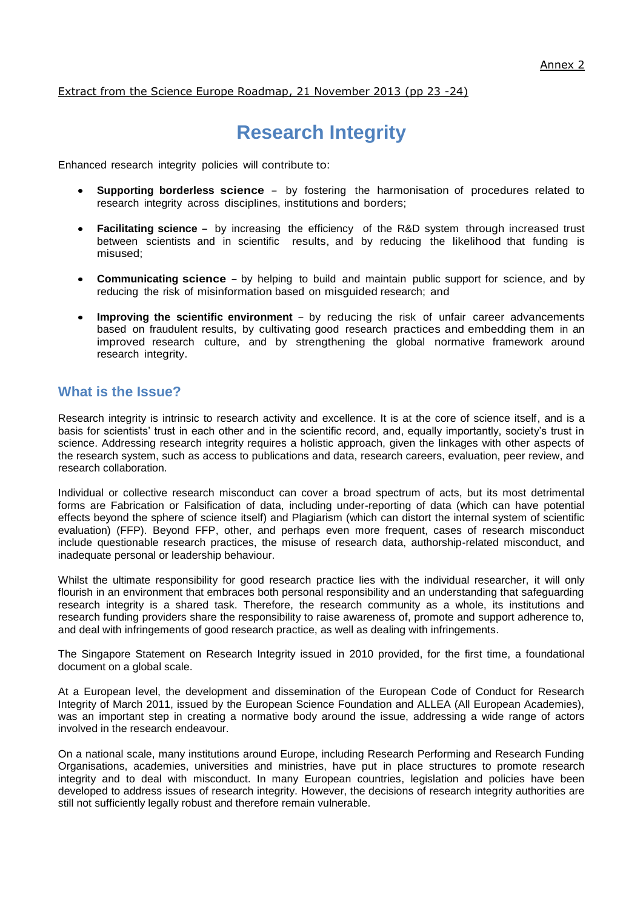Annex 2

Extract from the Science Europe Roadmap, 21 November 2013 (pp 23 -24)

# Research Integrity

Enhanced research integrity policies will contribute to:

- **Supporting borderless science** – by fostering the harmonisation of procedures related to research integrity across disciplines, institutions and borders;
- **Facilitating science** – by increasing the efficiency of the R&D system through increased trust between scientists and in scientific results, and by reducing the likelihood that funding is misused;
- **Communicating science** – by helping to build and maintain public support for science, and by reducing the risk of misinformation based on misguided research; and
- **Improving the scientific environment** – by reducing the risk of unfair career advancements based on fraudulent results, by cultivating good research practices and embedding them in an improved research culture, and by strengthening the global normative framework around research integrity.

## What is the Issue?

Research integrity is intrinsic to research activity and excellence. It is at the core of science itself, and is a basis for scientists' trust in each other and in the scientific record, and, equally importantly, society's trust in science. Addressing research integrity requires a holistic approach, given the linkages with other aspects of the research system, such as access to publications and data, research careers, evaluation, peer review, and research collaboration.

Individual or collective research misconduct can cover a broad spectrum of acts, but its most detrimental forms are Fabrication or Falsification of data, including under-reporting of data (which can have potential effects beyond the sphere of science itself) and Plagiarism (which can distort the internal system of scientific evaluation) (FFP). Beyond FFP, other, and perhaps even more frequent, cases of research misconduct include questionable research practices, the misuse of research data, authorship-related misconduct, and inadequate personal or leadership behaviour.

Whilst the ultimate responsibility for good research practice lies with the individual researcher, it will only flourish in an environment that embraces both personal responsibility and an understanding that safeguarding research integrity is a shared task. Therefore, the research community as a whole, its institutions and research funding providers share the responsibility to raise awareness of, promote and support adherence to, and deal with infringements of good research practice, as well as dealing with infringements.

The Singapore Statement on Research Integrity issued in 2010 provided, for the first time, a foundational document on a global scale.

At a European level, the development and dissemination of the European Code of Conduct for Research Integrity of March 2011, issued by the European Science Foundation and ALLEA (All European Academies), was an important step in creating a normative body around the issue, addressing a wide range of actors involved in the research endeavour.

On a national scale, many institutions around Europe, including Research Performing and Research Funding Organisations, academies, universities and ministries, have put in place structures to promote research integrity and to deal with misconduct. In many European countries, legislation and policies have been developed to address issues of research integrity. However, the decisions of research integrity authorities are still not sufficiently legally robust and therefore remain vulnerable.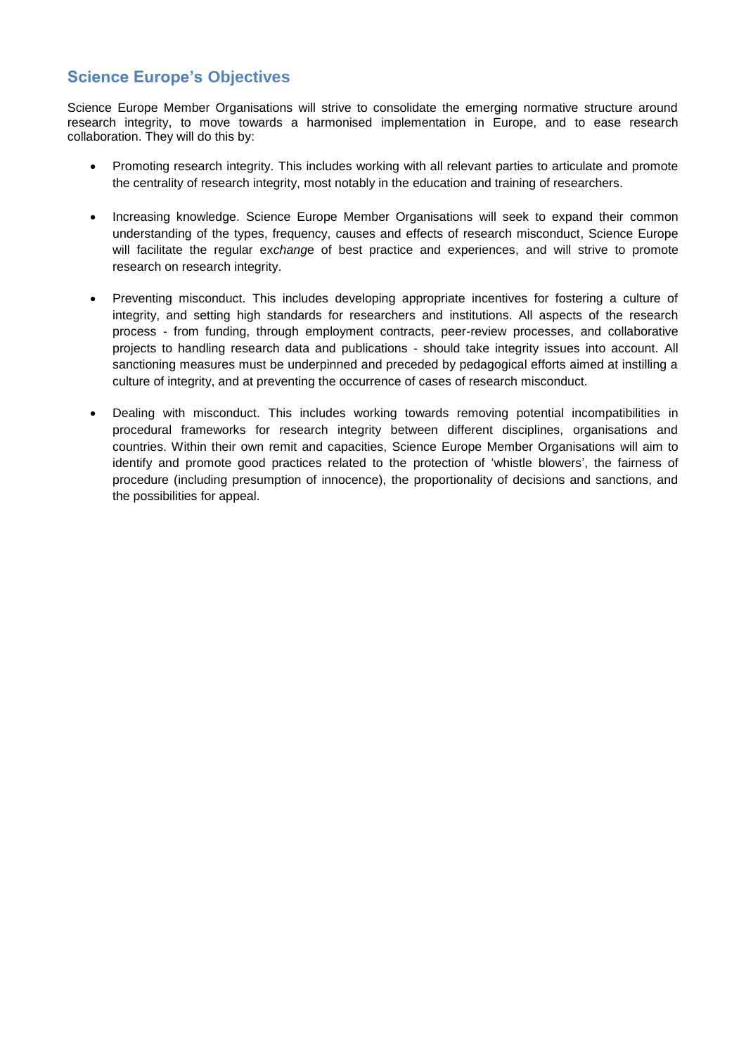## Science Europe's Objectives

Science Europe Member Organisations will strive to consolidate the emerging normative structure around research integrity, to move towards a harmonised implementation in Europe, and to ease research collaboration. They will do this by:

- Promoting research integrity. This includes working with all relevant parties to articulate and promote the centrality of research integrity, most notably in the education and training of researchers.

- Increasing knowledge. Science Europe Member Organisations will seek to expand their common understanding of the types, frequency, causes and effects of research misconduct, Science Europe will facilitate the regular ex*chang*e of best practice and experiences, and will strive to promote research on research integrity.

- Preventing misconduct. This includes developing appropriate incentives for fostering a culture of integrity, and setting high standards for researchers and institutions. All aspects of the research process - from funding, through employment contracts, peer-review processes, and collaborative projects to handling research data and publications - should take integrity issues into account. All sanctioning measures must be underpinned and preceded by pedagogical efforts aimed at instilling a culture of integrity, and at preventing the occurrence of cases of research misconduct.

- Dealing with misconduct. This includes working towards removing potential incompatibilities in procedural frameworks for research integrity between different disciplines, organisations and countries. Within their own remit and capacities, Science Europe Member Organisations will aim to identify and promote good practices related to the protection of 'whistle blowers', the fairness of procedure (including presumption of innocence), the proportionality of decisions and sanctions, and the possibilities for appeal.